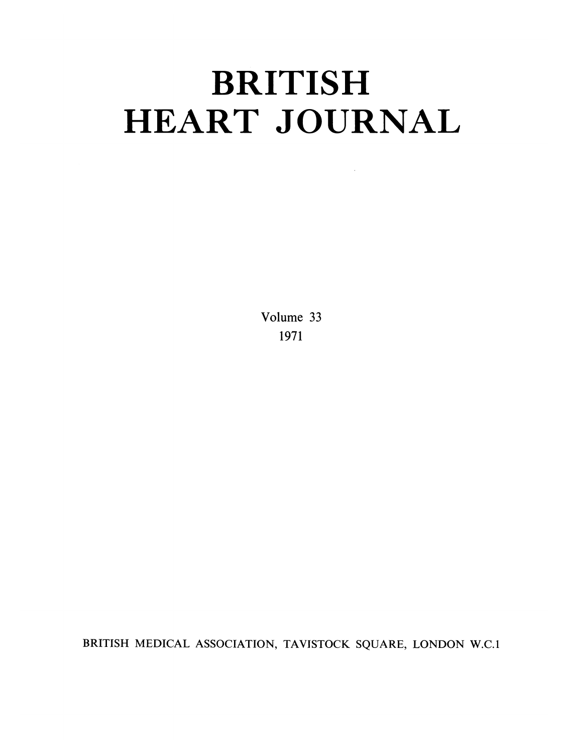# BRITISH HEART JOURNAL

Volume 33

1971

BRITISH MEDICAL ASSOCIATION, TAVISTOCK SQUARE, LONDON W.C.1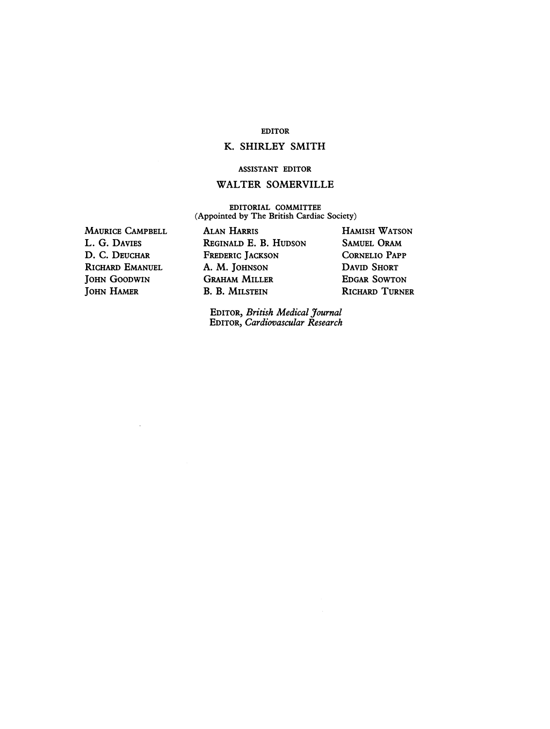EDITOR

## K. SHIRLEY SMITH

ASSISTANT EDITOR

## WALTER SOMERVILLE

EDITORIAL COMMITTEE
(Appointed by The British Cardiac Society)

MAURICE CAMPBELL
L. G. DAVIES
D. C. DEUCHAR
RICHARD EMANUEL
JOHN GOODWIN
JOHN HAMER
ALAN HARRIS
REGINALD E. B. HUDSON
FREDERIC JACKSON
A. M. JOHNSON
GRAHAM MILLER
B. B. MILSTEIN
HAMISH WATSON
SAMUEL ORAM
CORNELIO PAPP
DAVID SHORT
EDGAR SOWTON
RICHARD TURNER

EDITOR, *British Medical Journal*
EDITOR, *Cardiovascular Research*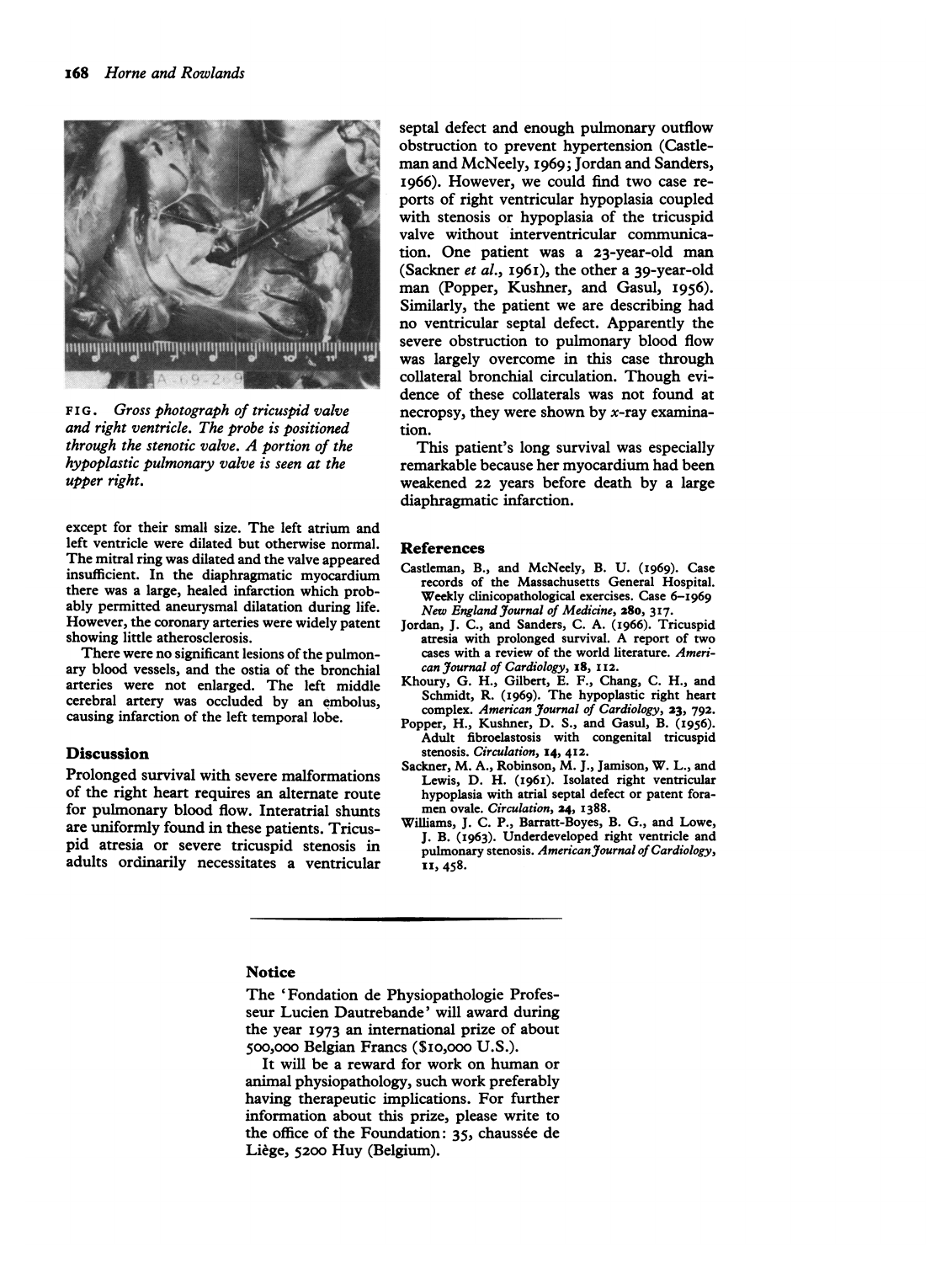FIG. *Gross photograph of tricuspid valve and right ventricle. The probe is positioned through the stenotic valve. A portion of the hypoplastic pulmonary valve is seen at the upper right.*

except for their small size. The left atrium and left ventricle were dilated but otherwise normal. The mitral ring was dilated and the valve appeared insufficient. In the diaphragmatic myocardium there was a large, healed infarction which probably permitted aneurysmal dilatation during life. However, the coronary arteries were widely patent showing little atherosclerosis.

There were no significant lesions of the pulmonary blood vessels, and the ostia of the bronchial arteries were not enlarged. The left middle cerebral artery was occluded by an embolus, causing infarction of the left temporal lobe.

## Discussion

Prolonged survival with severe malformations of the right heart requires an alternate route for pulmonary blood flow. Interatrial shunts are uniformly found in these patients. Tricuspid atresia or severe tricuspid stenosis in adults ordinarily necessitates a ventricular septal defect and enough pulmonary outflow obstruction to prevent hypertension (Castleman and McNeely, 1969; Jordan and Sanders, 1966). However, we could find two case reports of right ventricular hypoplasia coupled with stenosis or hypoplasia of the tricuspid valve without interventricular communication. One patient was a 23-year-old man (Sackner *et al.*, 1961), the other a 39-year-old man (Popper, Kushner, and Gasul, 1956). Similarly, the patient we are describing had no ventricular septal defect. Apparently the severe obstruction to pulmonary blood flow was largely overcome in this case through collateral bronchial circulation. Though evidence of these collaterals was not found at necropsy, they were shown by x-ray examination.

This patient's long survival was especially remarkable because her myocardium had been weakened 22 years before death by a large diaphragmatic infarction.

## References

Castleman, B., and McNeely, B. U. (1969). Case records of the Massachusetts General Hospital. Weekly clinicopathological exercises. Case 6-1969 *New England Journal of Medicine*, **280**, 317.

Jordan, J. C., and Sanders, C. A. (1966). Tricuspid atresia with prolonged survival. A report of two cases with a review of the world literature. *American Journal of Cardiology*, **18**, 112.

Khoury, G. H., Gilbert, E. F., Chang, C. H., and Schmidt, R. (1969). The hypoplastic right heart complex. *American Journal of Cardiology*, **23**, 792.

Popper, H., Kushner, D. S., and Gasul, B. (1956). Adult fibroelastosis with congenital tricuspid stenosis. *Circulation*, **14**, 412.

Sackner, M. A., Robinson, M. J., Jamison, W. L., and Lewis, D. H. (1961). Isolated right ventricular hypoplasia with atrial septal defect or patent foramen ovale. *Circulation*, **24**, 1388.

Williams, J. C. P., Barratt-Boyes, B. G., and Lowe, J. B. (1963). Underdeveloped right ventricle and pulmonary stenosis. *American Journal of Cardiology*, **11**, 458.

---

## Notice

The 'Fondation de Physiopathologie Professeur Lucien Dautrebande' will award during the year 1973 an international prize of about 500,000 Belgian Francs ($10,000 U.S.).

It will be a reward for work on human or animal physiopathology, such work preferably having therapeutic implications. For further information about this prize, please write to the office of the Foundation: 35, chaussée de Liège, 5200 Huy (Belgium).